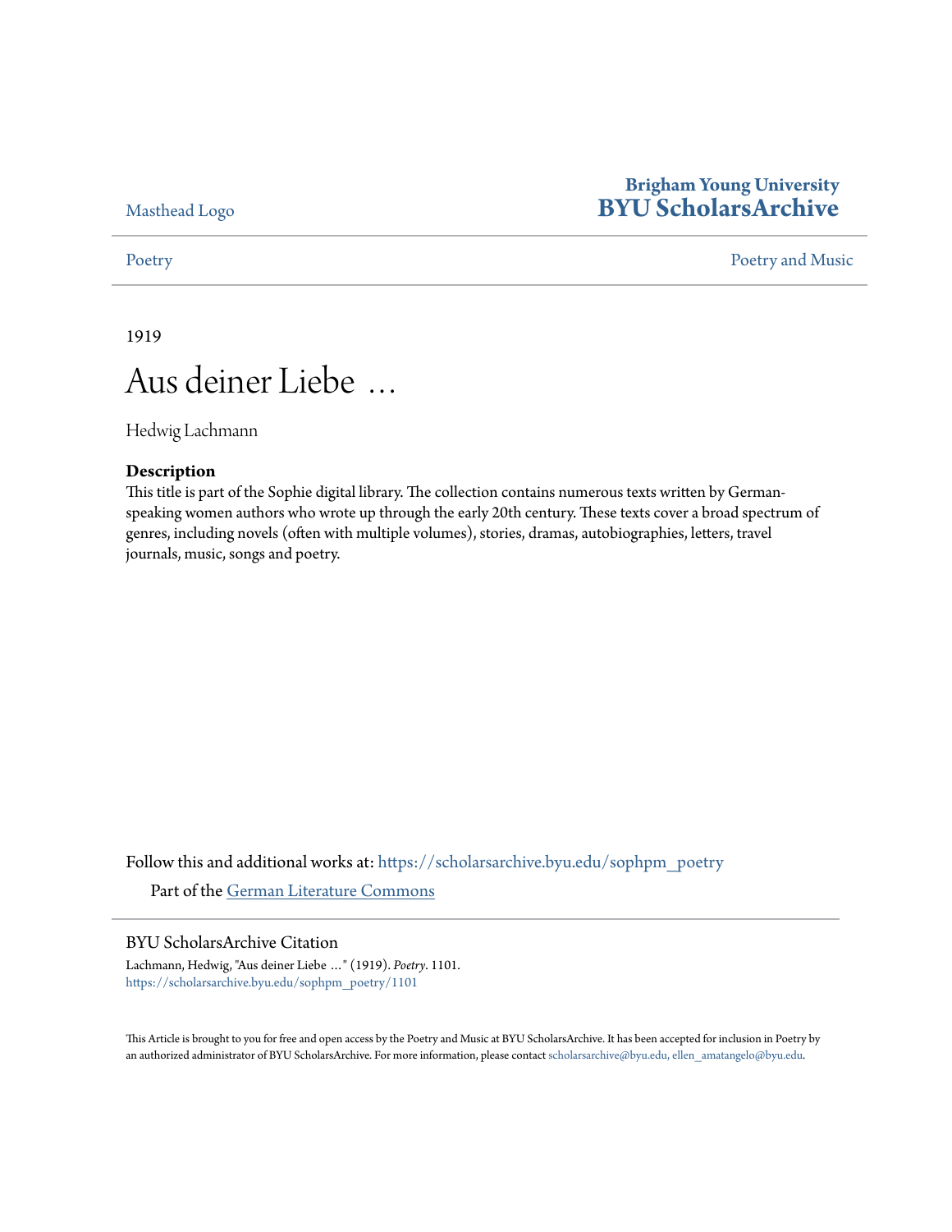Masthead Logo

**Brigham Young University**
**BYU ScholarsArchive**

Poetry | Poetry and Music

1919

# Aus deiner Liebe …

Hedwig Lachmann

**Description**

This title is part of the Sophie digital library. The collection contains numerous texts written by German-speaking women authors who wrote up through the early 20th century. These texts cover a broad spectrum of genres, including novels (often with multiple volumes), stories, dramas, autobiographies, letters, travel journals, music, songs and poetry.

Follow this and additional works at: https://scholarsarchive.byu.edu/sophpm_poetry

Part of the German Literature Commons

BYU ScholarsArchive Citation

Lachmann, Hedwig, "Aus deiner Liebe …" (1919). *Poetry*. 1101.
https://scholarsarchive.byu.edu/sophpm_poetry/1101

This Article is brought to you for free and open access by the Poetry and Music at BYU ScholarsArchive. It has been accepted for inclusion in Poetry by an authorized administrator of BYU ScholarsArchive. For more information, please contact scholarsarchive@byu.edu, ellen_amatangelo@byu.edu.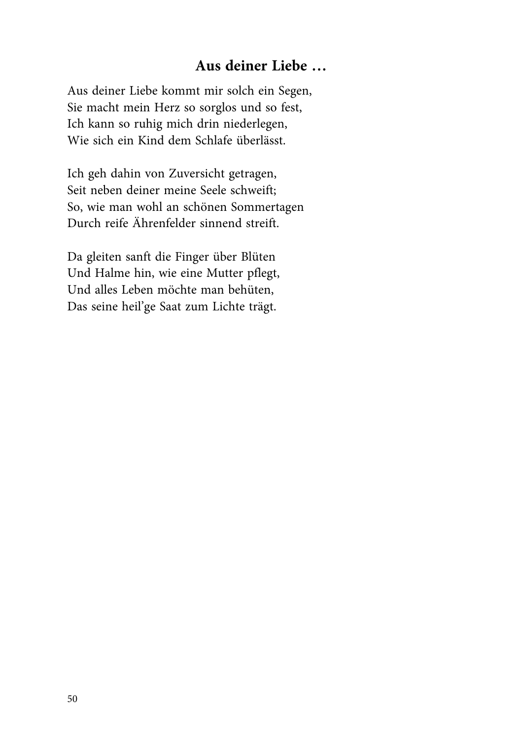## Aus deiner Liebe …

Aus deiner Liebe kommt mir solch ein Segen,
Sie macht mein Herz so sorglos und so fest,
Ich kann so ruhig mich drin niederlegen,
Wie sich ein Kind dem Schlafe überlässt.

Ich geh dahin von Zuversicht getragen,
Seit neben deiner meine Seele schweift;
So, wie man wohl an schönen Sommertagen
Durch reife Ährenfelder sinnend streift.

Da gleiten sanft die Finger über Blüten
Und Halme hin, wie eine Mutter pflegt,
Und alles Leben möchte man behüten,
Das seine heil'ge Saat zum Lichte trägt.